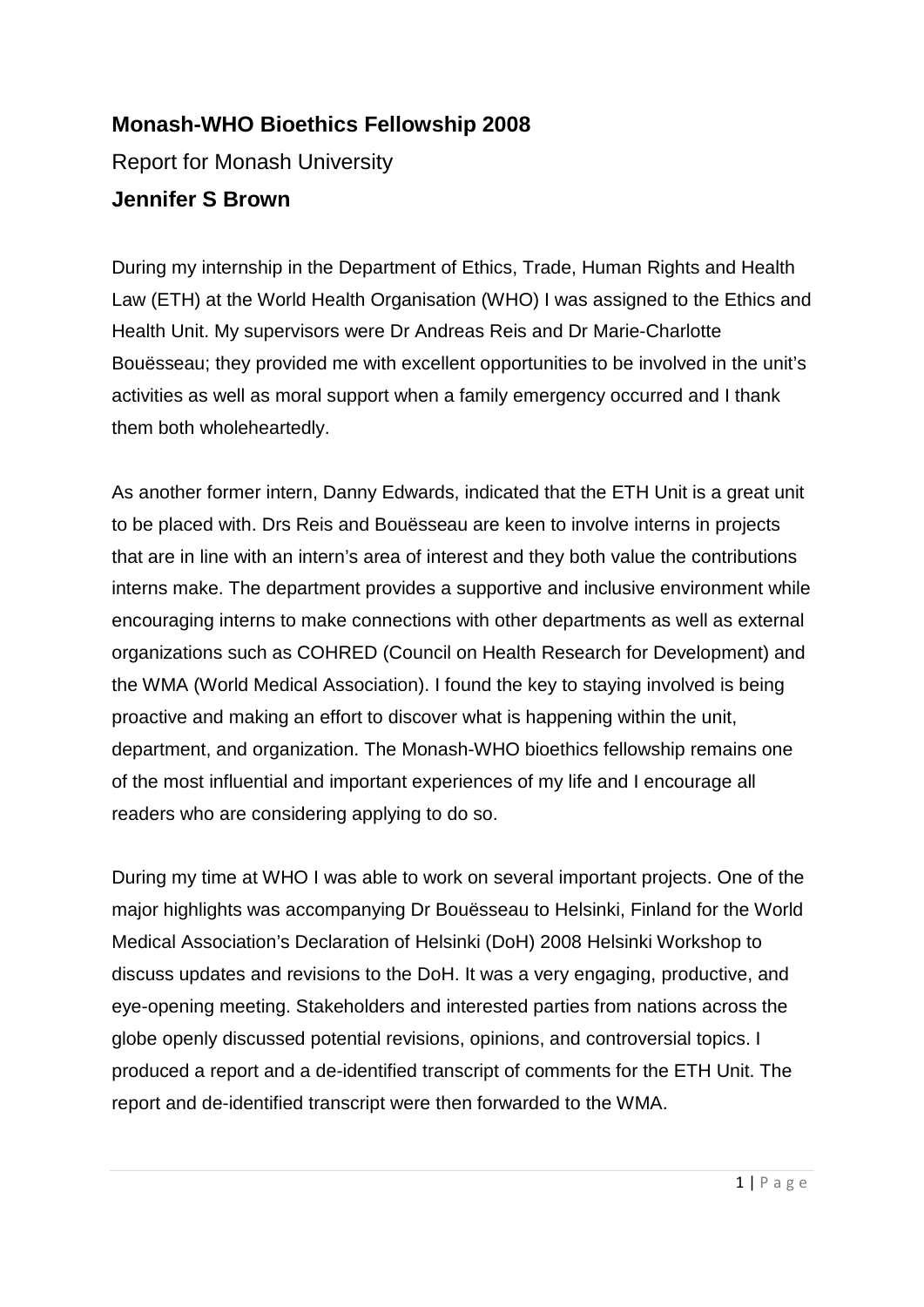# Monash-WHO Bioethics Fellowship 2008

Report for Monash University

**Jennifer S Brown**

During my internship in the Department of Ethics, Trade, Human Rights and Health Law (ETH) at the World Health Organisation (WHO) I was assigned to the Ethics and Health Unit. My supervisors were Dr Andreas Reis and Dr Marie-Charlotte Bouësseau; they provided me with excellent opportunities to be involved in the unit's activities as well as moral support when a family emergency occurred and I thank them both wholeheartedly.

As another former intern, Danny Edwards, indicated that the ETH Unit is a great unit to be placed with. Drs Reis and Bouësseau are keen to involve interns in projects that are in line with an intern's area of interest and they both value the contributions interns make. The department provides a supportive and inclusive environment while encouraging interns to make connections with other departments as well as external organizations such as COHRED (Council on Health Research for Development) and the WMA (World Medical Association). I found the key to staying involved is being proactive and making an effort to discover what is happening within the unit, department, and organization. The Monash-WHO bioethics fellowship remains one of the most influential and important experiences of my life and I encourage all readers who are considering applying to do so.

During my time at WHO I was able to work on several important projects. One of the major highlights was accompanying Dr Bouësseau to Helsinki, Finland for the World Medical Association's Declaration of Helsinki (DoH) 2008 Helsinki Workshop to discuss updates and revisions to the DoH. It was a very engaging, productive, and eye-opening meeting. Stakeholders and interested parties from nations across the globe openly discussed potential revisions, opinions, and controversial topics. I produced a report and a de-identified transcript of comments for the ETH Unit. The report and de-identified transcript were then forwarded to the WMA.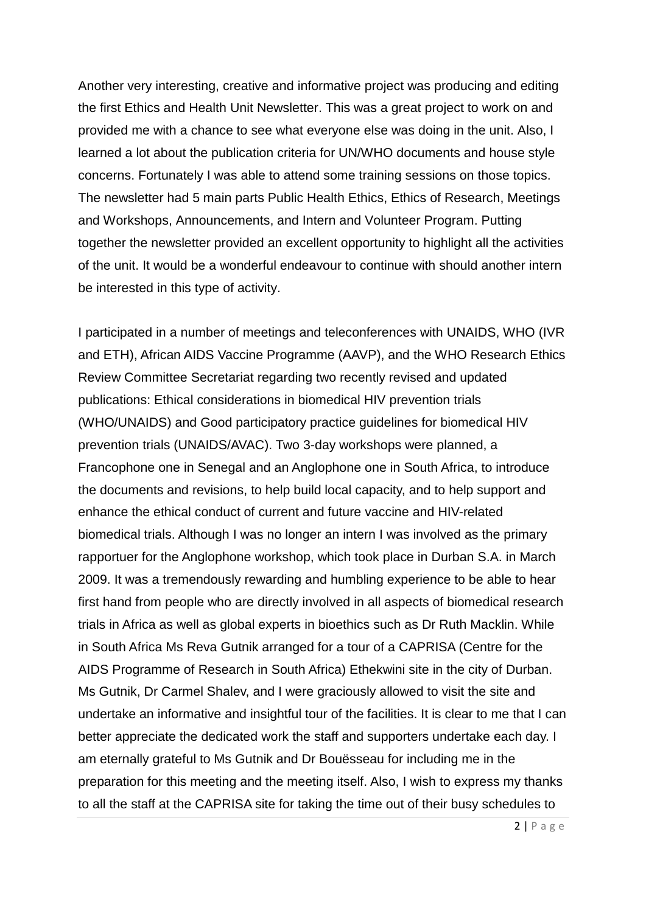Another very interesting, creative and informative project was producing and editing the first Ethics and Health Unit Newsletter. This was a great project to work on and provided me with a chance to see what everyone else was doing in the unit. Also, I learned a lot about the publication criteria for UN/WHO documents and house style concerns. Fortunately I was able to attend some training sessions on those topics. The newsletter had 5 main parts Public Health Ethics, Ethics of Research, Meetings and Workshops, Announcements, and Intern and Volunteer Program. Putting together the newsletter provided an excellent opportunity to highlight all the activities of the unit. It would be a wonderful endeavour to continue with should another intern be interested in this type of activity.

I participated in a number of meetings and teleconferences with UNAIDS, WHO (IVR and ETH), African AIDS Vaccine Programme (AAVP), and the WHO Research Ethics Review Committee Secretariat regarding two recently revised and updated publications: Ethical considerations in biomedical HIV prevention trials (WHO/UNAIDS) and Good participatory practice guidelines for biomedical HIV prevention trials (UNAIDS/AVAC). Two 3-day workshops were planned, a Francophone one in Senegal and an Anglophone one in South Africa, to introduce the documents and revisions, to help build local capacity, and to help support and enhance the ethical conduct of current and future vaccine and HIV-related biomedical trials. Although I was no longer an intern I was involved as the primary rapportuer for the Anglophone workshop, which took place in Durban S.A. in March 2009. It was a tremendously rewarding and humbling experience to be able to hear first hand from people who are directly involved in all aspects of biomedical research trials in Africa as well as global experts in bioethics such as Dr Ruth Macklin. While in South Africa Ms Reva Gutnik arranged for a tour of a CAPRISA (Centre for the AIDS Programme of Research in South Africa) Ethekwini site in the city of Durban. Ms Gutnik, Dr Carmel Shalev, and I were graciously allowed to visit the site and undertake an informative and insightful tour of the facilities. It is clear to me that I can better appreciate the dedicated work the staff and supporters undertake each day. I am eternally grateful to Ms Gutnik and Dr Bouësseau for including me in the preparation for this meeting and the meeting itself. Also, I wish to express my thanks to all the staff at the CAPRISA site for taking the time out of their busy schedules to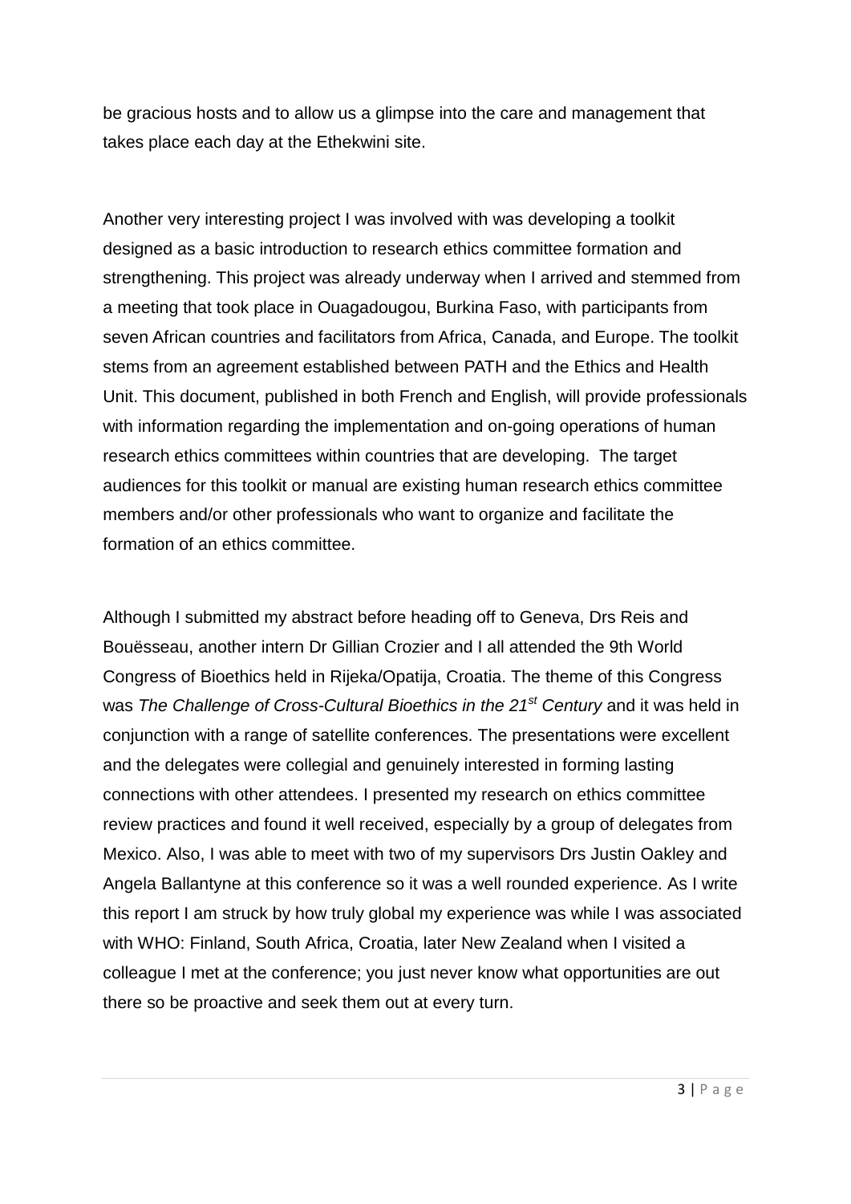be gracious hosts and to allow us a glimpse into the care and management that takes place each day at the Ethekwini site.

Another very interesting project I was involved with was developing a toolkit designed as a basic introduction to research ethics committee formation and strengthening. This project was already underway when I arrived and stemmed from a meeting that took place in Ouagadougou, Burkina Faso, with participants from seven African countries and facilitators from Africa, Canada, and Europe. The toolkit stems from an agreement established between PATH and the Ethics and Health Unit. This document, published in both French and English, will provide professionals with information regarding the implementation and on-going operations of human research ethics committees within countries that are developing. The target audiences for this toolkit or manual are existing human research ethics committee members and/or other professionals who want to organize and facilitate the formation of an ethics committee.

Although I submitted my abstract before heading off to Geneva, Drs Reis and Bouësseau, another intern Dr Gillian Crozier and I all attended the 9th World Congress of Bioethics held in Rijeka/Opatija, Croatia. The theme of this Congress was *The Challenge of Cross-Cultural Bioethics in the 21st Century* and it was held in conjunction with a range of satellite conferences. The presentations were excellent and the delegates were collegial and genuinely interested in forming lasting connections with other attendees. I presented my research on ethics committee review practices and found it well received, especially by a group of delegates from Mexico. Also, I was able to meet with two of my supervisors Drs Justin Oakley and Angela Ballantyne at this conference so it was a well rounded experience. As I write this report I am struck by how truly global my experience was while I was associated with WHO: Finland, South Africa, Croatia, later New Zealand when I visited a colleague I met at the conference; you just never know what opportunities are out there so be proactive and seek them out at every turn.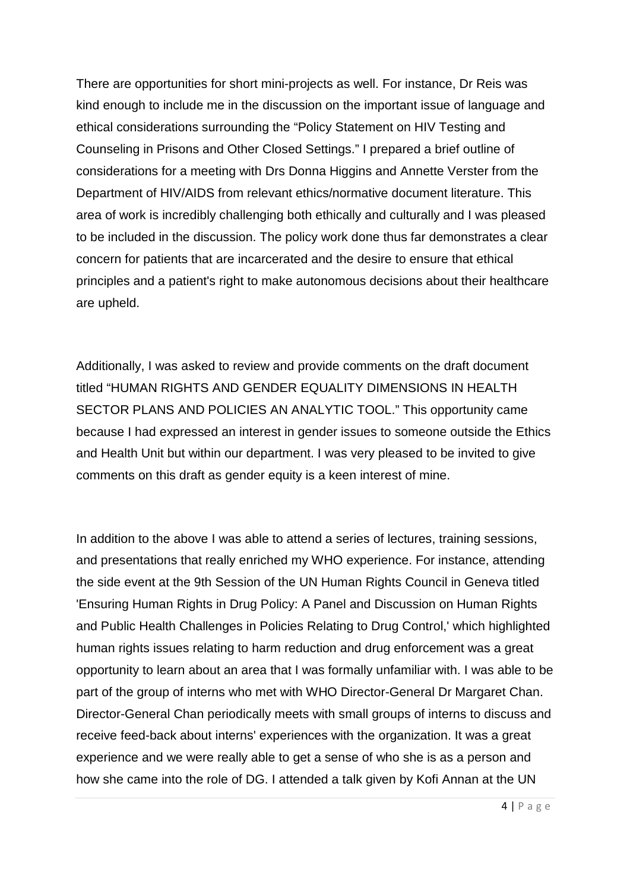There are opportunities for short mini-projects as well. For instance, Dr Reis was kind enough to include me in the discussion on the important issue of language and ethical considerations surrounding the "Policy Statement on HIV Testing and Counseling in Prisons and Other Closed Settings." I prepared a brief outline of considerations for a meeting with Drs Donna Higgins and Annette Verster from the Department of HIV/AIDS from relevant ethics/normative document literature. This area of work is incredibly challenging both ethically and culturally and I was pleased to be included in the discussion. The policy work done thus far demonstrates a clear concern for patients that are incarcerated and the desire to ensure that ethical principles and a patient's right to make autonomous decisions about their healthcare are upheld.

Additionally, I was asked to review and provide comments on the draft document titled "HUMAN RIGHTS AND GENDER EQUALITY DIMENSIONS IN HEALTH SECTOR PLANS AND POLICIES AN ANALYTIC TOOL." This opportunity came because I had expressed an interest in gender issues to someone outside the Ethics and Health Unit but within our department. I was very pleased to be invited to give comments on this draft as gender equity is a keen interest of mine.

In addition to the above I was able to attend a series of lectures, training sessions, and presentations that really enriched my WHO experience. For instance, attending the side event at the 9th Session of the UN Human Rights Council in Geneva titled 'Ensuring Human Rights in Drug Policy: A Panel and Discussion on Human Rights and Public Health Challenges in Policies Relating to Drug Control,' which highlighted human rights issues relating to harm reduction and drug enforcement was a great opportunity to learn about an area that I was formally unfamiliar with. I was able to be part of the group of interns who met with WHO Director-General Dr Margaret Chan. Director-General Chan periodically meets with small groups of interns to discuss and receive feed-back about interns' experiences with the organization. It was a great experience and we were really able to get a sense of who she is as a person and how she came into the role of DG. I attended a talk given by Kofi Annan at the UN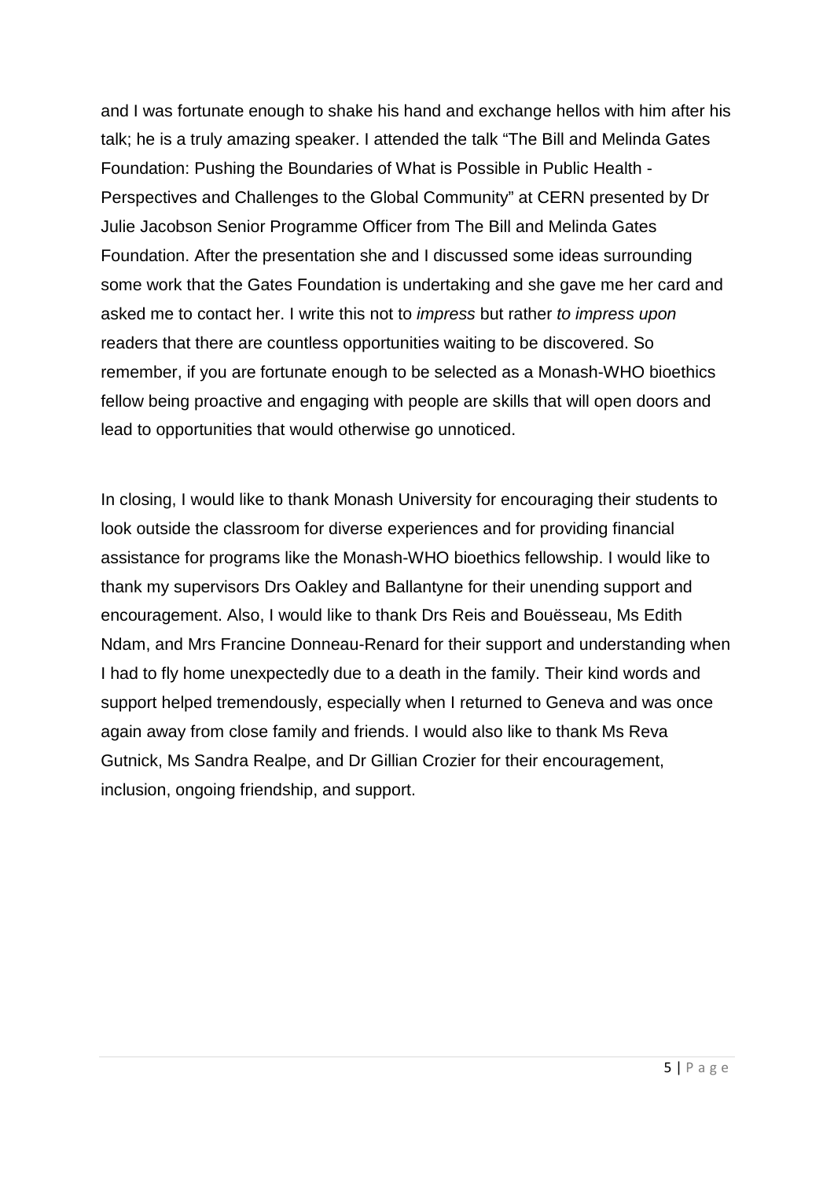and I was fortunate enough to shake his hand and exchange hellos with him after his talk; he is a truly amazing speaker. I attended the talk "The Bill and Melinda Gates Foundation: Pushing the Boundaries of What is Possible in Public Health - Perspectives and Challenges to the Global Community" at CERN presented by Dr Julie Jacobson Senior Programme Officer from The Bill and Melinda Gates Foundation. After the presentation she and I discussed some ideas surrounding some work that the Gates Foundation is undertaking and she gave me her card and asked me to contact her. I write this not to *impress* but rather *to impress upon* readers that there are countless opportunities waiting to be discovered. So remember, if you are fortunate enough to be selected as a Monash-WHO bioethics fellow being proactive and engaging with people are skills that will open doors and lead to opportunities that would otherwise go unnoticed.

In closing, I would like to thank Monash University for encouraging their students to look outside the classroom for diverse experiences and for providing financial assistance for programs like the Monash-WHO bioethics fellowship. I would like to thank my supervisors Drs Oakley and Ballantyne for their unending support and encouragement. Also, I would like to thank Drs Reis and Bouësseau, Ms Edith Ndam, and Mrs Francine Donneau-Renard for their support and understanding when I had to fly home unexpectedly due to a death in the family. Their kind words and support helped tremendously, especially when I returned to Geneva and was once again away from close family and friends. I would also like to thank Ms Reva Gutnick, Ms Sandra Realpe, and Dr Gillian Crozier for their encouragement, inclusion, ongoing friendship, and support.